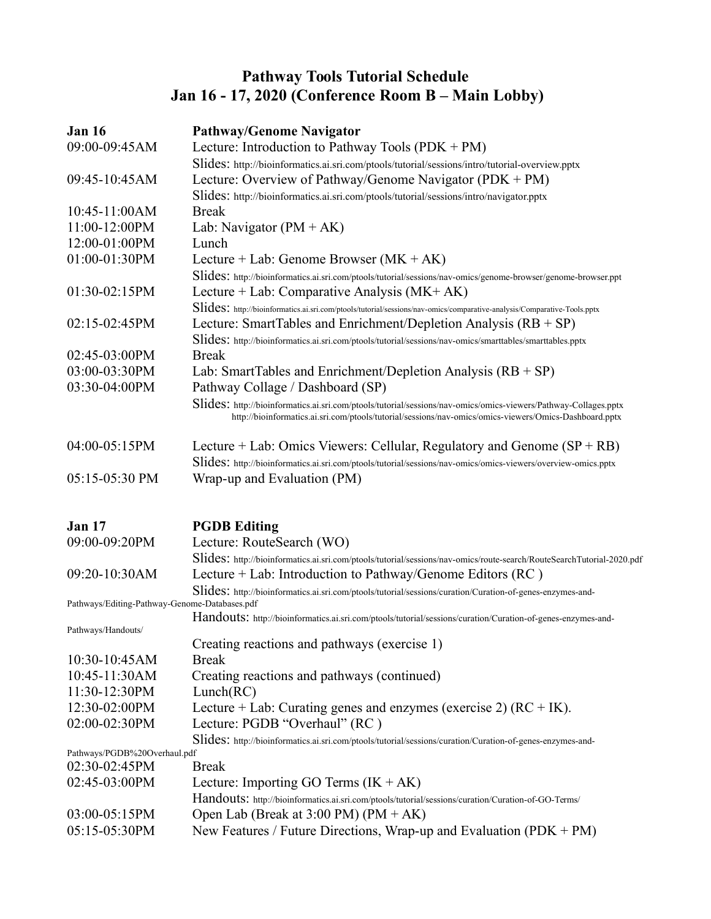# Pathway Tools Tutorial Schedule
# Jan 16 - 17, 2020 (Conference Room B – Main Lobby)

**Jan 16** **Pathway/Genome Navigator**

09:00-09:45AM Lecture: Introduction to Pathway Tools (PDK + PM)
Slides: http://bioinformatics.ai.sri.com/ptools/tutorial/sessions/intro/tutorial-overview.pptx

09:45-10:45AM Lecture: Overview of Pathway/Genome Navigator (PDK + PM)
Slides: http://bioinformatics.ai.sri.com/ptools/tutorial/sessions/intro/navigator.pptx

10:45-11:00AM Break

11:00-12:00PM Lab: Navigator (PM + AK)

12:00-01:00PM Lunch

01:00-01:30PM Lecture + Lab: Genome Browser (MK + AK)
Slides: http://bioinformatics.ai.sri.com/ptools/tutorial/sessions/nav-omics/genome-browser/genome-browser.ppt

01:30-02:15PM Lecture + Lab: Comparative Analysis (MK+ AK)
Slides: http://bioinformatics.ai.sri.com/ptools/tutorial/sessions/nav-omics/comparative-analysis/Comparative-Tools.pptx

02:15-02:45PM Lecture: SmartTables and Enrichment/Depletion Analysis (RB + SP)
Slides: http://bioinformatics.ai.sri.com/ptools/tutorial/sessions/nav-omics/smarttables/smarttables.pptx

02:45-03:00PM Break

03:00-03:30PM Lab: SmartTables and Enrichment/Depletion Analysis (RB + SP)

03:30-04:00PM Pathway Collage / Dashboard (SP)
Slides: http://bioinformatics.ai.sri.com/ptools/tutorial/sessions/nav-omics/omics-viewers/Pathway-Collages.pptx
http://bioinformatics.ai.sri.com/ptools/tutorial/sessions/nav-omics/omics-viewers/Omics-Dashboard.pptx

04:00-05:15PM Lecture + Lab: Omics Viewers: Cellular, Regulatory and Genome (SP + RB)
Slides: http://bioinformatics.ai.sri.com/ptools/tutorial/sessions/nav-omics/omics-viewers/overview-omics.pptx

05:15-05:30 PM Wrap-up and Evaluation (PM)

**Jan 17** **PGDB Editing**

09:00-09:20PM Lecture: RouteSearch (WO)
Slides: http://bioinformatics.ai.sri.com/ptools/tutorial/sessions/nav-omics/route-search/RouteSearchTutorial-2020.pdf

09:20-10:30AM Lecture + Lab: Introduction to Pathway/Genome Editors (RC )
Slides: http://bioinformatics.ai.sri.com/ptools/tutorial/sessions/curation/Curation-of-genes-enzymes-and-Pathways/Editing-Pathway-Genome-Databases.pdf
Handouts: http://bioinformatics.ai.sri.com/ptools/tutorial/sessions/curation/Curation-of-genes-enzymes-and-Pathways/Handouts/
Creating reactions and pathways (exercise 1)

10:30-10:45AM Break

10:45-11:30AM Creating reactions and pathways (continued)

11:30-12:30PM Lunch(RC)

12:30-02:00PM Lecture + Lab: Curating genes and enzymes (exercise 2) (RC + IK).

02:00-02:30PM Lecture: PGDB "Overhaul" (RC )
Slides: http://bioinformatics.ai.sri.com/ptools/tutorial/sessions/curation/Curation-of-genes-enzymes-and-Pathways/PGDB%20Overhaul.pdf

02:30-02:45PM Break

02:45-03:00PM Lecture: Importing GO Terms (IK + AK)
Handouts: http://bioinformatics.ai.sri.com/ptools/tutorial/sessions/curation/Curation-of-GO-Terms/

03:00-05:15PM Open Lab (Break at 3:00 PM) (PM + AK)

05:15-05:30PM New Features / Future Directions, Wrap-up and Evaluation (PDK + PM)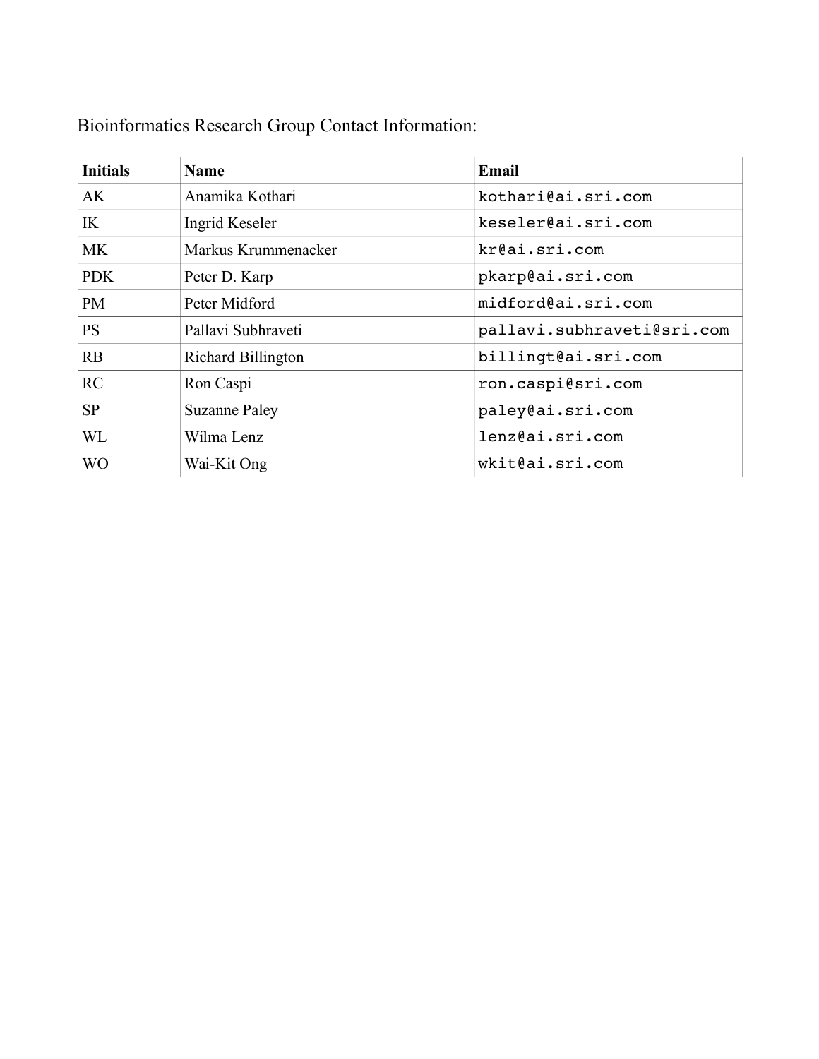Bioinformatics Research Group Contact Information:

| Initials | Name | Email |
|---|---|---|
| AK | Anamika Kothari | kothari@ai.sri.com |
| IK | Ingrid Keseler | keseler@ai.sri.com |
| MK | Markus Krummenacker | kr@ai.sri.com |
| PDK | Peter D. Karp | pkarp@ai.sri.com |
| PM | Peter Midford | midford@ai.sri.com |
| PS | Pallavi Subhraveti | pallavi.subhraveti@sri.com |
| RB | Richard Billington | billingt@ai.sri.com |
| RC | Ron Caspi | ron.caspi@sri.com |
| SP | Suzanne Paley | paley@ai.sri.com |
| WL | Wilma Lenz | lenz@ai.sri.com |
| WO | Wai-Kit Ong | wkit@ai.sri.com |